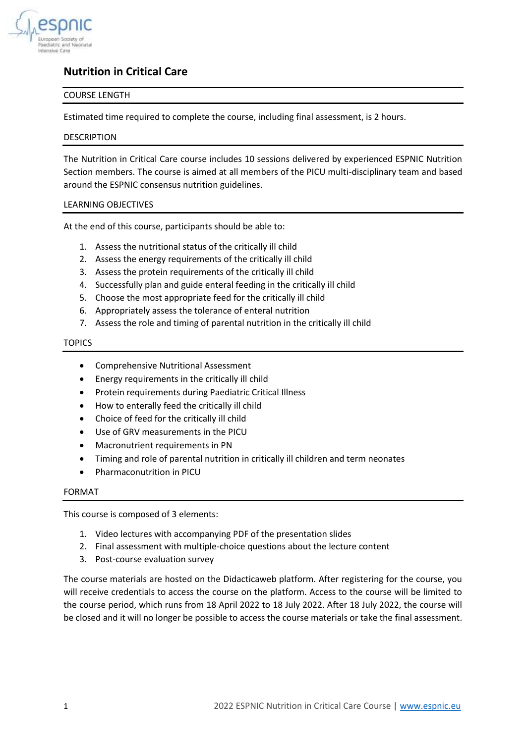# Nutrition in Critical Care

## COURSE LENGTH

Estimated time required to complete the course, including final assessment, is 2 hours.

## DESCRIPTION

The Nutrition in Critical Care course includes 10 sessions delivered by experienced ESPNIC Nutrition Section members. The course is aimed at all members of the PICU multi-disciplinary team and based around the ESPNIC consensus nutrition guidelines.

## LEARNING OBJECTIVES

At the end of this course, participants should be able to:

1. Assess the nutritional status of the critically ill child
2. Assess the energy requirements of the critically ill child
3. Assess the protein requirements of the critically ill child
4. Successfully plan and guide enteral feeding in the critically ill child
5. Choose the most appropriate feed for the critically ill child
6. Appropriately assess the tolerance of enteral nutrition
7. Assess the role and timing of parental nutrition in the critically ill child

## TOPICS

- Comprehensive Nutritional Assessment
- Energy requirements in the critically ill child
- Protein requirements during Paediatric Critical Illness
- How to enterally feed the critically ill child
- Choice of feed for the critically ill child
- Use of GRV measurements in the PICU
- Macronutrient requirements in PN
- Timing and role of parental nutrition in critically ill children and term neonates
- Pharmaconutrition in PICU

## FORMAT

This course is composed of 3 elements:

1. Video lectures with accompanying PDF of the presentation slides
2. Final assessment with multiple-choice questions about the lecture content
3. Post-course evaluation survey

The course materials are hosted on the Didacticaweb platform. After registering for the course, you will receive credentials to access the course on the platform. Access to the course will be limited to the course period, which runs from 18 April 2022 to 18 July 2022. After 18 July 2022, the course will be closed and it will no longer be possible to access the course materials or take the final assessment.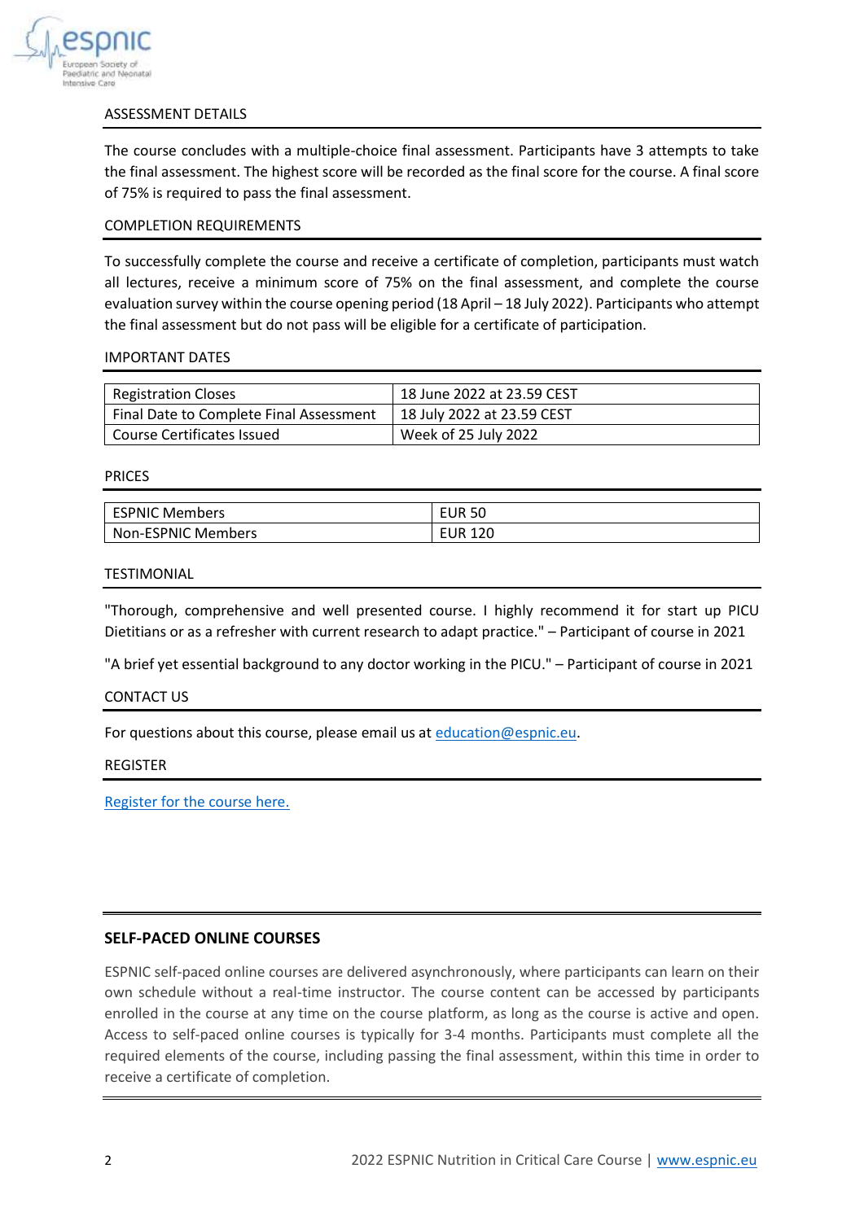## ASSESSMENT DETAILS

The course concludes with a multiple-choice final assessment. Participants have 3 attempts to take the final assessment. The highest score will be recorded as the final score for the course. A final score of 75% is required to pass the final assessment.

## COMPLETION REQUIREMENTS

To successfully complete the course and receive a certificate of completion, participants must watch all lectures, receive a minimum score of 75% on the final assessment, and complete the course evaluation survey within the course opening period (18 April – 18 July 2022). Participants who attempt the final assessment but do not pass will be eligible for a certificate of participation.

## IMPORTANT DATES

| | |
|---|---|
| Registration Closes | 18 June 2022 at 23.59 CEST |
| Final Date to Complete Final Assessment | 18 July 2022 at 23.59 CEST |
| Course Certificates Issued | Week of 25 July 2022 |

## PRICES

| | |
|---|---|
| ESPNIC Members | EUR 50 |
| Non-ESPNIC Members | EUR 120 |

## TESTIMONIAL

"Thorough, comprehensive and well presented course. I highly recommend it for start up PICU Dietitians or as a refresher with current research to adapt practice." – Participant of course in 2021

"A brief yet essential background to any doctor working in the PICU." – Participant of course in 2021

## CONTACT US

For questions about this course, please email us at education@espnic.eu.

## REGISTER

Register for the course here.

## SELF-PACED ONLINE COURSES

ESPNIC self-paced online courses are delivered asynchronously, where participants can learn on their own schedule without a real-time instructor. The course content can be accessed by participants enrolled in the course at any time on the course platform, as long as the course is active and open. Access to self-paced online courses is typically for 3-4 months. Participants must complete all the required elements of the course, including passing the final assessment, within this time in order to receive a certificate of completion.